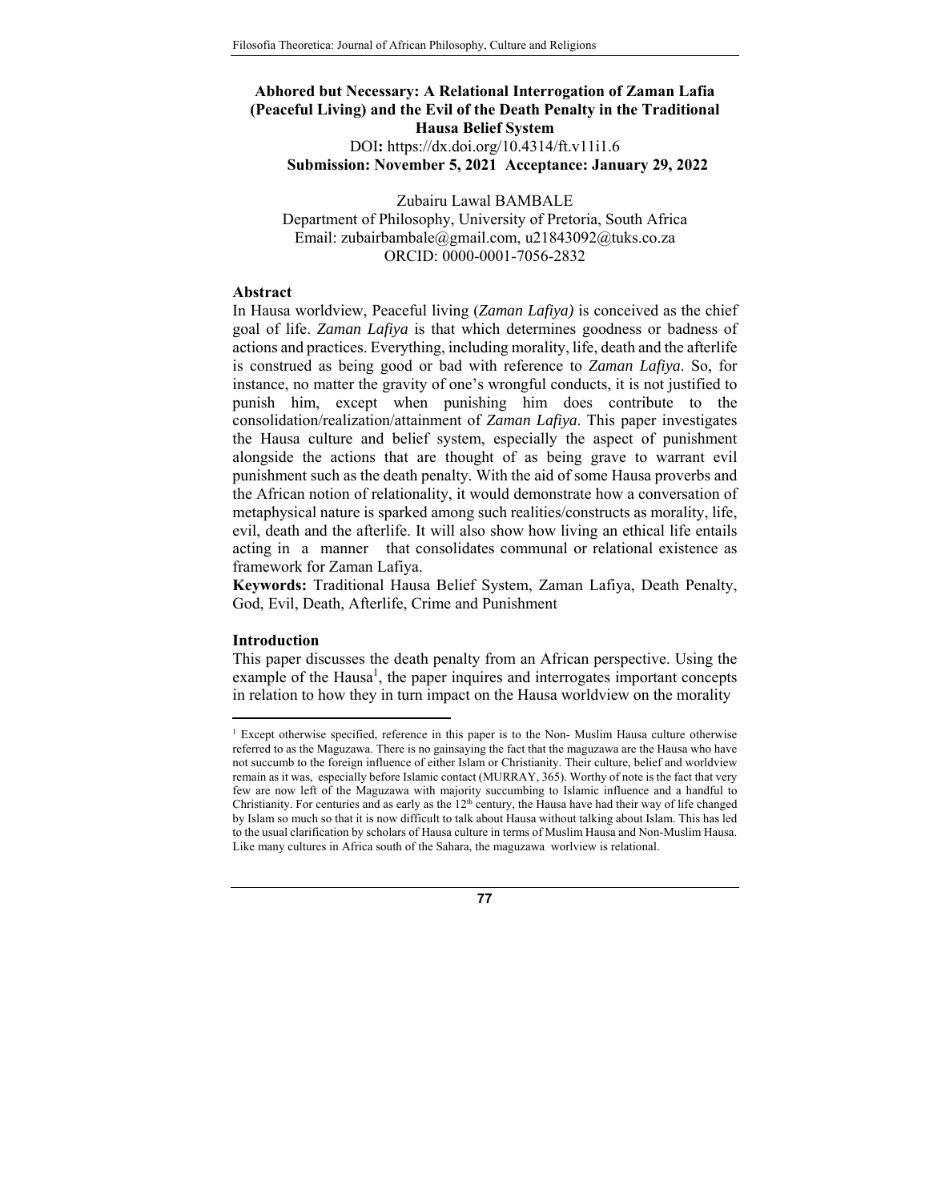# Abhored but Necessary: A Relational Interrogation of Zaman Lafia (Peaceful Living) and the Evil of the Death Penalty in the Traditional Hausa Belief System

DOI**:** https://dx.doi.org/10.4314/ft.v11i1.6

**Submission: November 5, 2021 Acceptance: January 29, 2022**

Zubairu Lawal BAMBALE
Department of Philosophy, University of Pretoria, South Africa
Email: zubairbambale@gmail.com, u21843092@tuks.co.za
ORCID: 0000-0001-7056-2832

## Abstract

In Hausa worldview, Peaceful living (*Zaman Lafiya)* is conceived as the chief goal of life. *Zaman Lafiya* is that which determines goodness or badness of actions and practices. Everything, including morality, life, death and the afterlife is construed as being good or bad with reference to *Zaman Lafiya*. So, for instance, no matter the gravity of one's wrongful conducts, it is not justified to punish him, except when punishing him does contribute to the consolidation/realization/attainment of *Zaman Lafiya*. This paper investigates the Hausa culture and belief system, especially the aspect of punishment alongside the actions that are thought of as being grave to warrant evil punishment such as the death penalty. With the aid of some Hausa proverbs and the African notion of relationality, it would demonstrate how a conversation of metaphysical nature is sparked among such realities/constructs as morality, life, evil, death and the afterlife. It will also show how living an ethical life entails acting in a manner that consolidates communal or relational existence as framework for Zaman Lafiya.

**Keywords:** Traditional Hausa Belief System, Zaman Lafiya, Death Penalty, God, Evil, Death, Afterlife, Crime and Punishment

## Introduction

This paper discusses the death penalty from an African perspective. Using the example of the Hausa[1], the paper inquires and interrogates important concepts in relation to how they in turn impact on the Hausa worldview on the morality

[1] Except otherwise specified, reference in this paper is to the Non- Muslim Hausa culture otherwise referred to as the Maguzawa. There is no gainsaying the fact that the maguzawa are the Hausa who have not succumb to the foreign influence of either Islam or Christianity. Their culture, belief and worldview remain as it was, especially before Islamic contact (MURRAY, 365). Worthy of note is the fact that very few are now left of the Maguzawa with majority succumbing to Islamic influence and a handful to Christianity. For centuries and as early as the 12th century, the Hausa have had their way of life changed by Islam so much so that it is now difficult to talk about Hausa without talking about Islam. This has led to the usual clarification by scholars of Hausa culture in terms of Muslim Hausa and Non-Muslim Hausa. Like many cultures in Africa south of the Sahara, the maguzawa worlview is relational.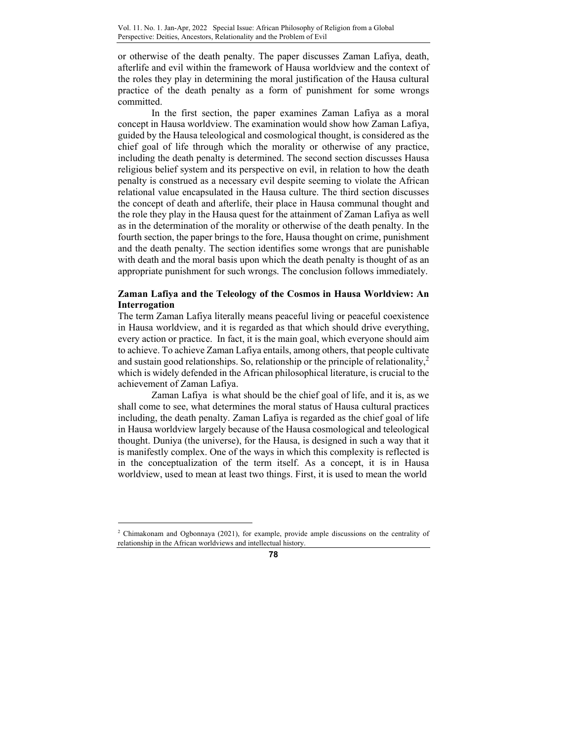or otherwise of the death penalty. The paper discusses Zaman Lafiya, death, afterlife and evil within the framework of Hausa worldview and the context of the roles they play in determining the moral justification of the Hausa cultural practice of the death penalty as a form of punishment for some wrongs committed.

In the first section, the paper examines Zaman Lafiya as a moral concept in Hausa worldview. The examination would show how Zaman Lafiya, guided by the Hausa teleological and cosmological thought, is considered as the chief goal of life through which the morality or otherwise of any practice, including the death penalty is determined. The second section discusses Hausa religious belief system and its perspective on evil, in relation to how the death penalty is construed as a necessary evil despite seeming to violate the African relational value encapsulated in the Hausa culture. The third section discusses the concept of death and afterlife, their place in Hausa communal thought and the role they play in the Hausa quest for the attainment of Zaman Lafiya as well as in the determination of the morality or otherwise of the death penalty. In the fourth section, the paper brings to the fore, Hausa thought on crime, punishment and the death penalty. The section identifies some wrongs that are punishable with death and the moral basis upon which the death penalty is thought of as an appropriate punishment for such wrongs. The conclusion follows immediately.

## Zaman Lafiya and the Teleology of the Cosmos in Hausa Worldview: An Interrogation

The term Zaman Lafiya literally means peaceful living or peaceful coexistence in Hausa worldview, and it is regarded as that which should drive everything, every action or practice. In fact, it is the main goal, which everyone should aim to achieve. To achieve Zaman Lafiya entails, among others, that people cultivate and sustain good relationships. So, relationship or the principle of relationality,[2] which is widely defended in the African philosophical literature, is crucial to the achievement of Zaman Lafiya.

Zaman Lafiya is what should be the chief goal of life, and it is, as we shall come to see, what determines the moral status of Hausa cultural practices including, the death penalty. Zaman Lafiya is regarded as the chief goal of life in Hausa worldview largely because of the Hausa cosmological and teleological thought. Duniya (the universe), for the Hausa, is designed in such a way that it is manifestly complex. One of the ways in which this complexity is reflected is in the conceptualization of the term itself. As a concept, it is in Hausa worldview, used to mean at least two things. First, it is used to mean the world

[2] Chimakonam and Ogbonnaya (2021), for example, provide ample discussions on the centrality of relationship in the African worldviews and intellectual history.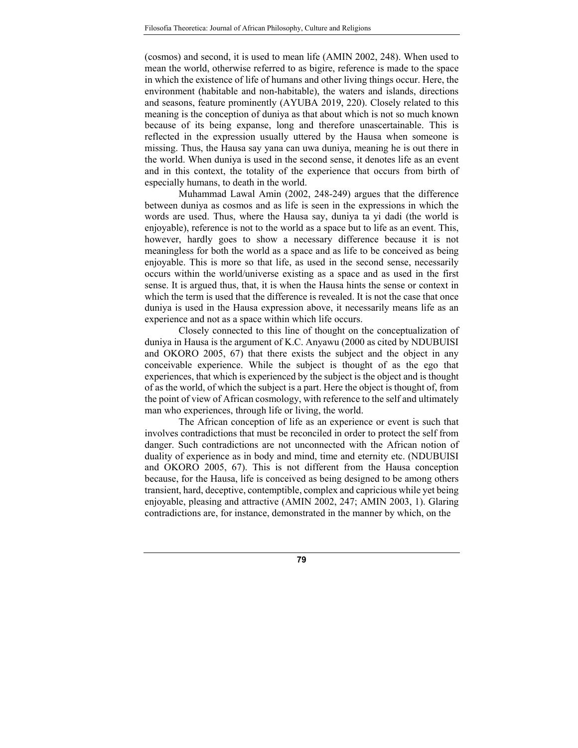(cosmos) and second, it is used to mean life (AMIN 2002, 248). When used to mean the world, otherwise referred to as bigire, reference is made to the space in which the existence of life of humans and other living things occur. Here, the environment (habitable and non-habitable), the waters and islands, directions and seasons, feature prominently (AYUBA 2019, 220). Closely related to this meaning is the conception of duniya as that about which is not so much known because of its being expanse, long and therefore unascertainable. This is reflected in the expression usually uttered by the Hausa when someone is missing. Thus, the Hausa say yana can uwa duniya, meaning he is out there in the world. When duniya is used in the second sense, it denotes life as an event and in this context, the totality of the experience that occurs from birth of especially humans, to death in the world.

Muhammad Lawal Amin (2002, 248-249) argues that the difference between duniya as cosmos and as life is seen in the expressions in which the words are used. Thus, where the Hausa say, duniya ta yi dadi (the world is enjoyable), reference is not to the world as a space but to life as an event. This, however, hardly goes to show a necessary difference because it is not meaningless for both the world as a space and as life to be conceived as being enjoyable. This is more so that life, as used in the second sense, necessarily occurs within the world/universe existing as a space and as used in the first sense. It is argued thus, that, it is when the Hausa hints the sense or context in which the term is used that the difference is revealed. It is not the case that once duniya is used in the Hausa expression above, it necessarily means life as an experience and not as a space within which life occurs.

Closely connected to this line of thought on the conceptualization of duniya in Hausa is the argument of K.C. Anyawu (2000 as cited by NDUBUISI and OKORO 2005, 67) that there exists the subject and the object in any conceivable experience. While the subject is thought of as the ego that experiences, that which is experienced by the subject is the object and is thought of as the world, of which the subject is a part. Here the object is thought of, from the point of view of African cosmology, with reference to the self and ultimately man who experiences, through life or living, the world.

The African conception of life as an experience or event is such that involves contradictions that must be reconciled in order to protect the self from danger. Such contradictions are not unconnected with the African notion of duality of experience as in body and mind, time and eternity etc. (NDUBUISI and OKORO 2005, 67). This is not different from the Hausa conception because, for the Hausa, life is conceived as being designed to be among others transient, hard, deceptive, contemptible, complex and capricious while yet being enjoyable, pleasing and attractive (AMIN 2002, 247; AMIN 2003, 1). Glaring contradictions are, for instance, demonstrated in the manner by which, on the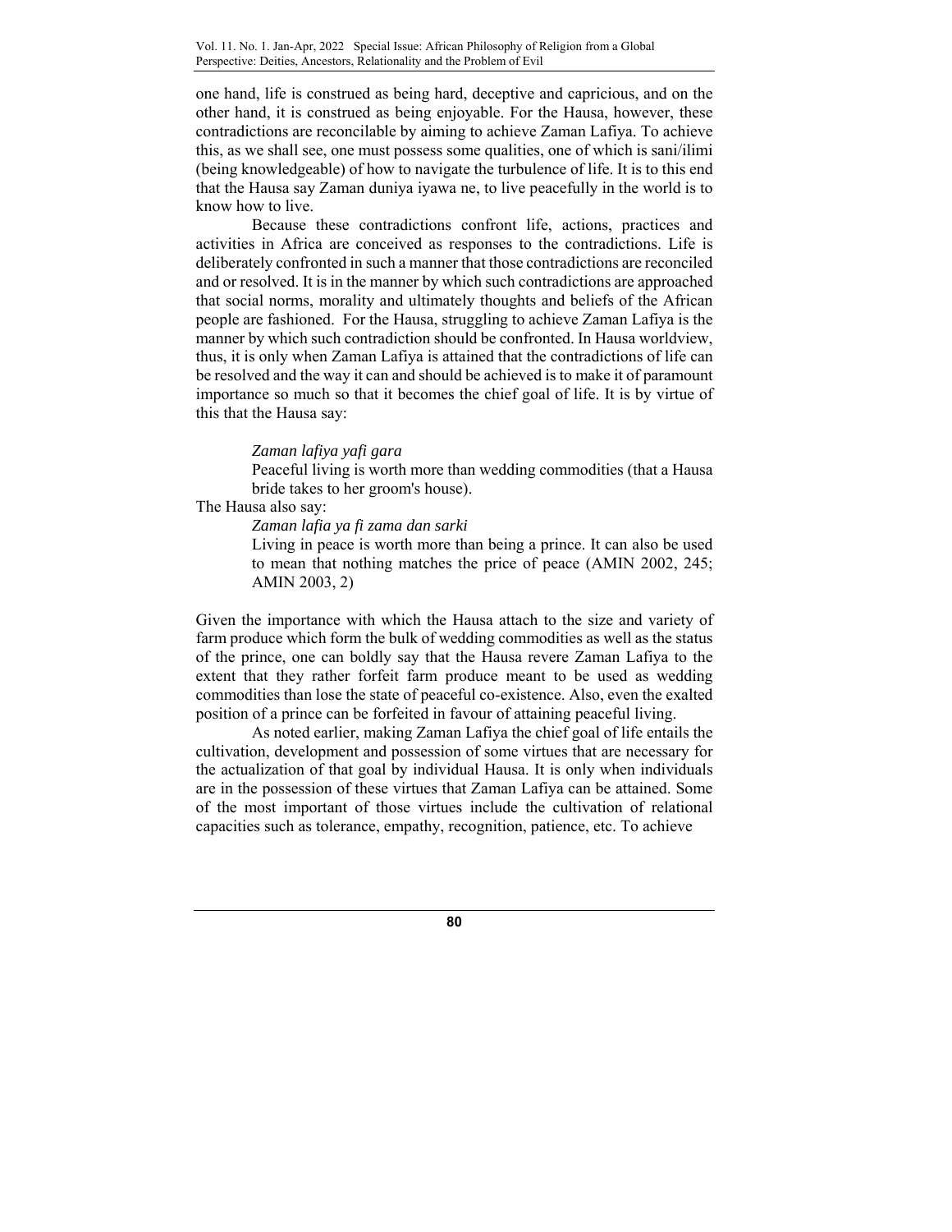one hand, life is construed as being hard, deceptive and capricious, and on the other hand, it is construed as being enjoyable. For the Hausa, however, these contradictions are reconcilable by aiming to achieve Zaman Lafiya. To achieve this, as we shall see, one must possess some qualities, one of which is sani/ilimi (being knowledgeable) of how to navigate the turbulence of life. It is to this end that the Hausa say Zaman duniya iyawa ne, to live peacefully in the world is to know how to live.

Because these contradictions confront life, actions, practices and activities in Africa are conceived as responses to the contradictions. Life is deliberately confronted in such a manner that those contradictions are reconciled and or resolved. It is in the manner by which such contradictions are approached that social norms, morality and ultimately thoughts and beliefs of the African people are fashioned. For the Hausa, struggling to achieve Zaman Lafiya is the manner by which such contradiction should be confronted. In Hausa worldview, thus, it is only when Zaman Lafiya is attained that the contradictions of life can be resolved and the way it can and should be achieved is to make it of paramount importance so much so that it becomes the chief goal of life. It is by virtue of this that the Hausa say:

> *Zaman lafiya yafi gara*
>
> Peaceful living is worth more than wedding commodities (that a Hausa bride takes to her groom's house).

The Hausa also say:

> *Zaman lafia ya fi zama dan sarki*
>
> Living in peace is worth more than being a prince. It can also be used to mean that nothing matches the price of peace (AMIN 2002, 245; AMIN 2003, 2)

Given the importance with which the Hausa attach to the size and variety of farm produce which form the bulk of wedding commodities as well as the status of the prince, one can boldly say that the Hausa revere Zaman Lafiya to the extent that they rather forfeit farm produce meant to be used as wedding commodities than lose the state of peaceful co-existence. Also, even the exalted position of a prince can be forfeited in favour of attaining peaceful living.

As noted earlier, making Zaman Lafiya the chief goal of life entails the cultivation, development and possession of some virtues that are necessary for the actualization of that goal by individual Hausa. It is only when individuals are in the possession of these virtues that Zaman Lafiya can be attained. Some of the most important of those virtues include the cultivation of relational capacities such as tolerance, empathy, recognition, patience, etc. To achieve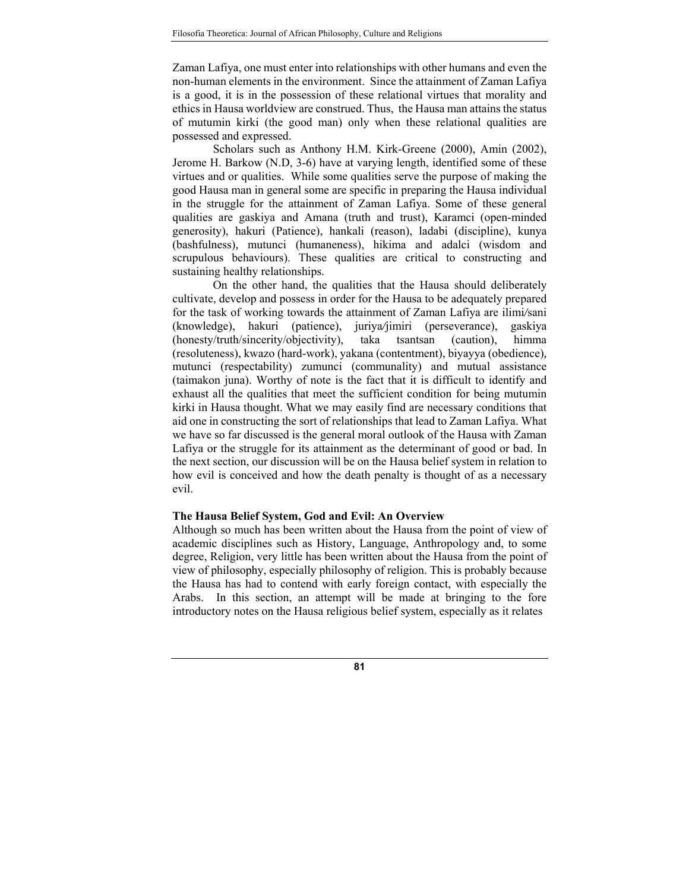Zaman Lafiya, one must enter into relationships with other humans and even the non-human elements in the environment. Since the attainment of Zaman Lafiya is a good, it is in the possession of these relational virtues that morality and ethics in Hausa worldview are construed. Thus, the Hausa man attains the status of mutumin kirki (the good man) only when these relational qualities are possessed and expressed.

Scholars such as Anthony H.M. Kirk-Greene (2000), Amin (2002), Jerome H. Barkow (N.D, 3-6) have at varying length, identified some of these virtues and or qualities. While some qualities serve the purpose of making the good Hausa man in general some are specific in preparing the Hausa individual in the struggle for the attainment of Zaman Lafiya. Some of these general qualities are gaskiya and Amana (truth and trust), Karamci (open-minded generosity), hakuri (Patience), hankali (reason), ladabi (discipline), kunya (bashfulness), mutunci (humaneness), hikima and adalci (wisdom and scrupulous behaviours). These qualities are critical to constructing and sustaining healthy relationships.

On the other hand, the qualities that the Hausa should deliberately cultivate, develop and possess in order for the Hausa to be adequately prepared for the task of working towards the attainment of Zaman Lafiya are ilimi/sani (knowledge), hakuri (patience), juriya/jimiri (perseverance), gaskiya (honesty/truth/sincerity/objectivity), taka tsantsan (caution), himma (resoluteness), kwazo (hard-work), yakana (contentment), biyayya (obedience), mutunci (respectability) zumunci (communality) and mutual assistance (taimakon juna). Worthy of note is the fact that it is difficult to identify and exhaust all the qualities that meet the sufficient condition for being mutumin kirki in Hausa thought. What we may easily find are necessary conditions that aid one in constructing the sort of relationships that lead to Zaman Lafiya. What we have so far discussed is the general moral outlook of the Hausa with Zaman Lafiya or the struggle for its attainment as the determinant of good or bad. In the next section, our discussion will be on the Hausa belief system in relation to how evil is conceived and how the death penalty is thought of as a necessary evil.

**The Hausa Belief System, God and Evil: An Overview**

Although so much has been written about the Hausa from the point of view of academic disciplines such as History, Language, Anthropology and, to some degree, Religion, very little has been written about the Hausa from the point of view of philosophy, especially philosophy of religion. This is probably because the Hausa has had to contend with early foreign contact, with especially the Arabs. In this section, an attempt will be made at bringing to the fore introductory notes on the Hausa religious belief system, especially as it relates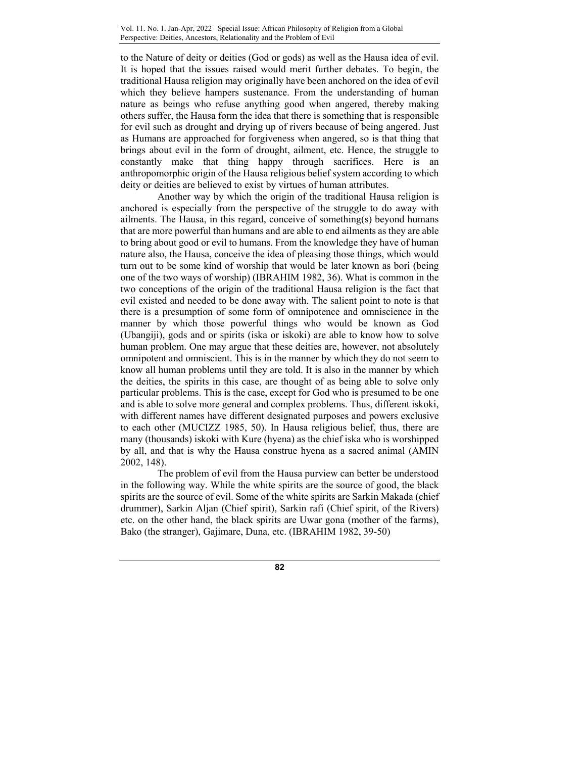to the Nature of deity or deities (God or gods) as well as the Hausa idea of evil. It is hoped that the issues raised would merit further debates. To begin, the traditional Hausa religion may originally have been anchored on the idea of evil which they believe hampers sustenance. From the understanding of human nature as beings who refuse anything good when angered, thereby making others suffer, the Hausa form the idea that there is something that is responsible for evil such as drought and drying up of rivers because of being angered. Just as Humans are approached for forgiveness when angered, so is that thing that brings about evil in the form of drought, ailment, etc. Hence, the struggle to constantly make that thing happy through sacrifices. Here is an anthropomorphic origin of the Hausa religious belief system according to which deity or deities are believed to exist by virtues of human attributes.

Another way by which the origin of the traditional Hausa religion is anchored is especially from the perspective of the struggle to do away with ailments. The Hausa, in this regard, conceive of something(s) beyond humans that are more powerful than humans and are able to end ailments as they are able to bring about good or evil to humans. From the knowledge they have of human nature also, the Hausa, conceive the idea of pleasing those things, which would turn out to be some kind of worship that would be later known as bori (being one of the two ways of worship) (IBRAHIM 1982, 36). What is common in the two conceptions of the origin of the traditional Hausa religion is the fact that evil existed and needed to be done away with. The salient point to note is that there is a presumption of some form of omnipotence and omniscience in the manner by which those powerful things who would be known as God (Ubangiji), gods and or spirits (iska or iskoki) are able to know how to solve human problem. One may argue that these deities are, however, not absolutely omnipotent and omniscient. This is in the manner by which they do not seem to know all human problems until they are told. It is also in the manner by which the deities, the spirits in this case, are thought of as being able to solve only particular problems. This is the case, except for God who is presumed to be one and is able to solve more general and complex problems. Thus, different iskoki, with different names have different designated purposes and powers exclusive to each other (MUCIZZ 1985, 50). In Hausa religious belief, thus, there are many (thousands) iskoki with Kure (hyena) as the chief iska who is worshipped by all, and that is why the Hausa construe hyena as a sacred animal (AMIN 2002, 148).

The problem of evil from the Hausa purview can better be understood in the following way. While the white spirits are the source of good, the black spirits are the source of evil. Some of the white spirits are Sarkin Makada (chief drummer), Sarkin Aljan (Chief spirit), Sarkin rafi (Chief spirit, of the Rivers) etc. on the other hand, the black spirits are Uwar gona (mother of the farms), Bako (the stranger), Gajimare, Duna, etc. (IBRAHIM 1982, 39-50)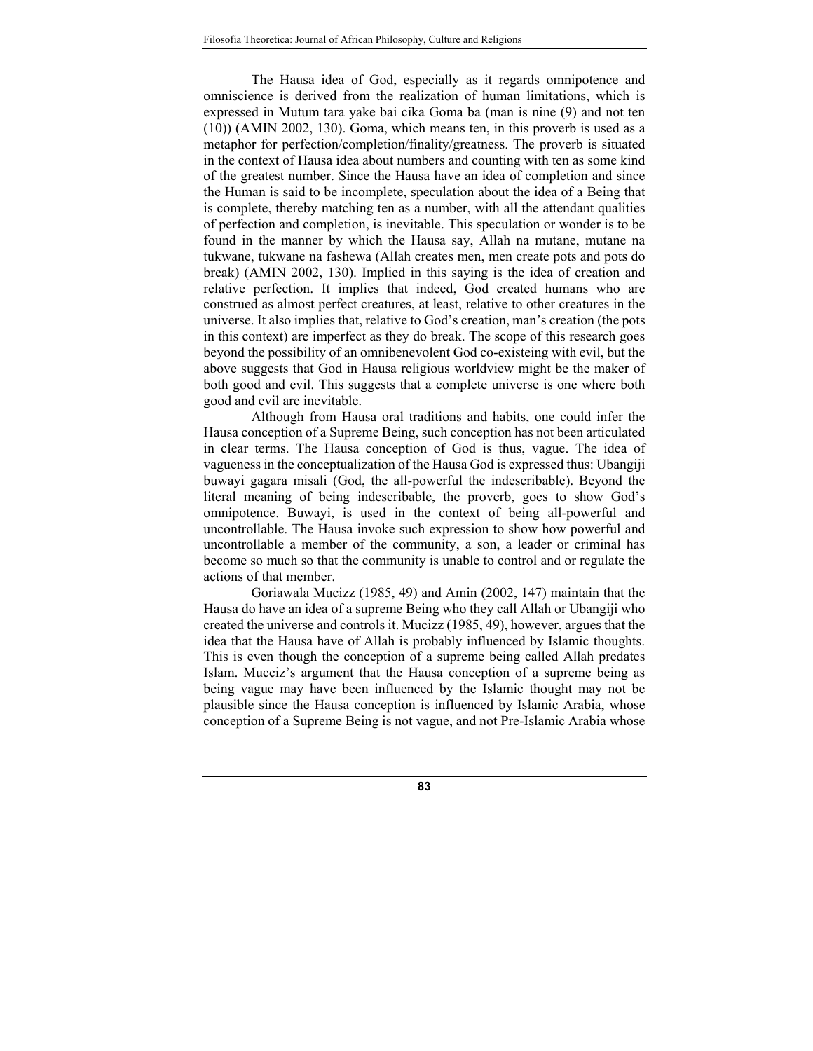The Hausa idea of God, especially as it regards omnipotence and omniscience is derived from the realization of human limitations, which is expressed in Mutum tara yake bai cika Goma ba (man is nine (9) and not ten (10)) (AMIN 2002, 130). Goma, which means ten, in this proverb is used as a metaphor for perfection/completion/finality/greatness. The proverb is situated in the context of Hausa idea about numbers and counting with ten as some kind of the greatest number. Since the Hausa have an idea of completion and since the Human is said to be incomplete, speculation about the idea of a Being that is complete, thereby matching ten as a number, with all the attendant qualities of perfection and completion, is inevitable. This speculation or wonder is to be found in the manner by which the Hausa say, Allah na mutane, mutane na tukwane, tukwane na fashewa (Allah creates men, men create pots and pots do break) (AMIN 2002, 130). Implied in this saying is the idea of creation and relative perfection. It implies that indeed, God created humans who are construed as almost perfect creatures, at least, relative to other creatures in the universe. It also implies that, relative to God's creation, man's creation (the pots in this context) are imperfect as they do break. The scope of this research goes beyond the possibility of an omnibenevolent God co-existeing with evil, but the above suggests that God in Hausa religious worldview might be the maker of both good and evil. This suggests that a complete universe is one where both good and evil are inevitable.

Although from Hausa oral traditions and habits, one could infer the Hausa conception of a Supreme Being, such conception has not been articulated in clear terms. The Hausa conception of God is thus, vague. The idea of vagueness in the conceptualization of the Hausa God is expressed thus: Ubangiji buwayi gagara misali (God, the all-powerful the indescribable). Beyond the literal meaning of being indescribable, the proverb, goes to show God's omnipotence. Buwayi, is used in the context of being all-powerful and uncontrollable. The Hausa invoke such expression to show how powerful and uncontrollable a member of the community, a son, a leader or criminal has become so much so that the community is unable to control and or regulate the actions of that member.

Goriawala Mucizz (1985, 49) and Amin (2002, 147) maintain that the Hausa do have an idea of a supreme Being who they call Allah or Ubangiji who created the universe and controls it. Mucizz (1985, 49), however, argues that the idea that the Hausa have of Allah is probably influenced by Islamic thoughts. This is even though the conception of a supreme being called Allah predates Islam. Mucciz's argument that the Hausa conception of a supreme being as being vague may have been influenced by the Islamic thought may not be plausible since the Hausa conception is influenced by Islamic Arabia, whose conception of a Supreme Being is not vague, and not Pre-Islamic Arabia whose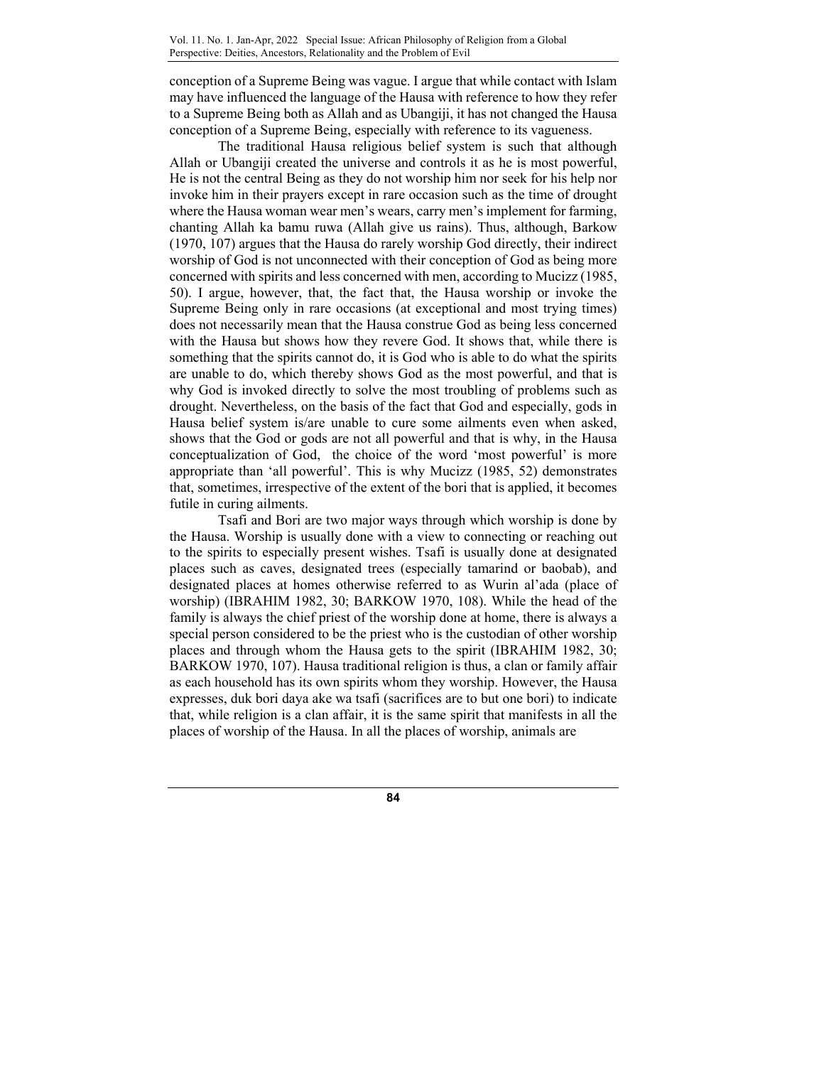conception of a Supreme Being was vague. I argue that while contact with Islam may have influenced the language of the Hausa with reference to how they refer to a Supreme Being both as Allah and as Ubangiji, it has not changed the Hausa conception of a Supreme Being, especially with reference to its vagueness.

The traditional Hausa religious belief system is such that although Allah or Ubangiji created the universe and controls it as he is most powerful, He is not the central Being as they do not worship him nor seek for his help nor invoke him in their prayers except in rare occasion such as the time of drought where the Hausa woman wear men's wears, carry men's implement for farming, chanting Allah ka bamu ruwa (Allah give us rains). Thus, although, Barkow (1970, 107) argues that the Hausa do rarely worship God directly, their indirect worship of God is not unconnected with their conception of God as being more concerned with spirits and less concerned with men, according to Mucizz (1985, 50). I argue, however, that, the fact that, the Hausa worship or invoke the Supreme Being only in rare occasions (at exceptional and most trying times) does not necessarily mean that the Hausa construe God as being less concerned with the Hausa but shows how they revere God. It shows that, while there is something that the spirits cannot do, it is God who is able to do what the spirits are unable to do, which thereby shows God as the most powerful, and that is why God is invoked directly to solve the most troubling of problems such as drought. Nevertheless, on the basis of the fact that God and especially, gods in Hausa belief system is/are unable to cure some ailments even when asked, shows that the God or gods are not all powerful and that is why, in the Hausa conceptualization of God, the choice of the word 'most powerful' is more appropriate than 'all powerful'. This is why Mucizz (1985, 52) demonstrates that, sometimes, irrespective of the extent of the bori that is applied, it becomes futile in curing ailments.

Tsafi and Bori are two major ways through which worship is done by the Hausa. Worship is usually done with a view to connecting or reaching out to the spirits to especially present wishes. Tsafi is usually done at designated places such as caves, designated trees (especially tamarind or baobab), and designated places at homes otherwise referred to as Wurin al'ada (place of worship) (IBRAHIM 1982, 30; BARKOW 1970, 108). While the head of the family is always the chief priest of the worship done at home, there is always a special person considered to be the priest who is the custodian of other worship places and through whom the Hausa gets to the spirit (IBRAHIM 1982, 30; BARKOW 1970, 107). Hausa traditional religion is thus, a clan or family affair as each household has its own spirits whom they worship. However, the Hausa expresses, duk bori daya ake wa tsafi (sacrifices are to but one bori) to indicate that, while religion is a clan affair, it is the same spirit that manifests in all the places of worship of the Hausa. In all the places of worship, animals are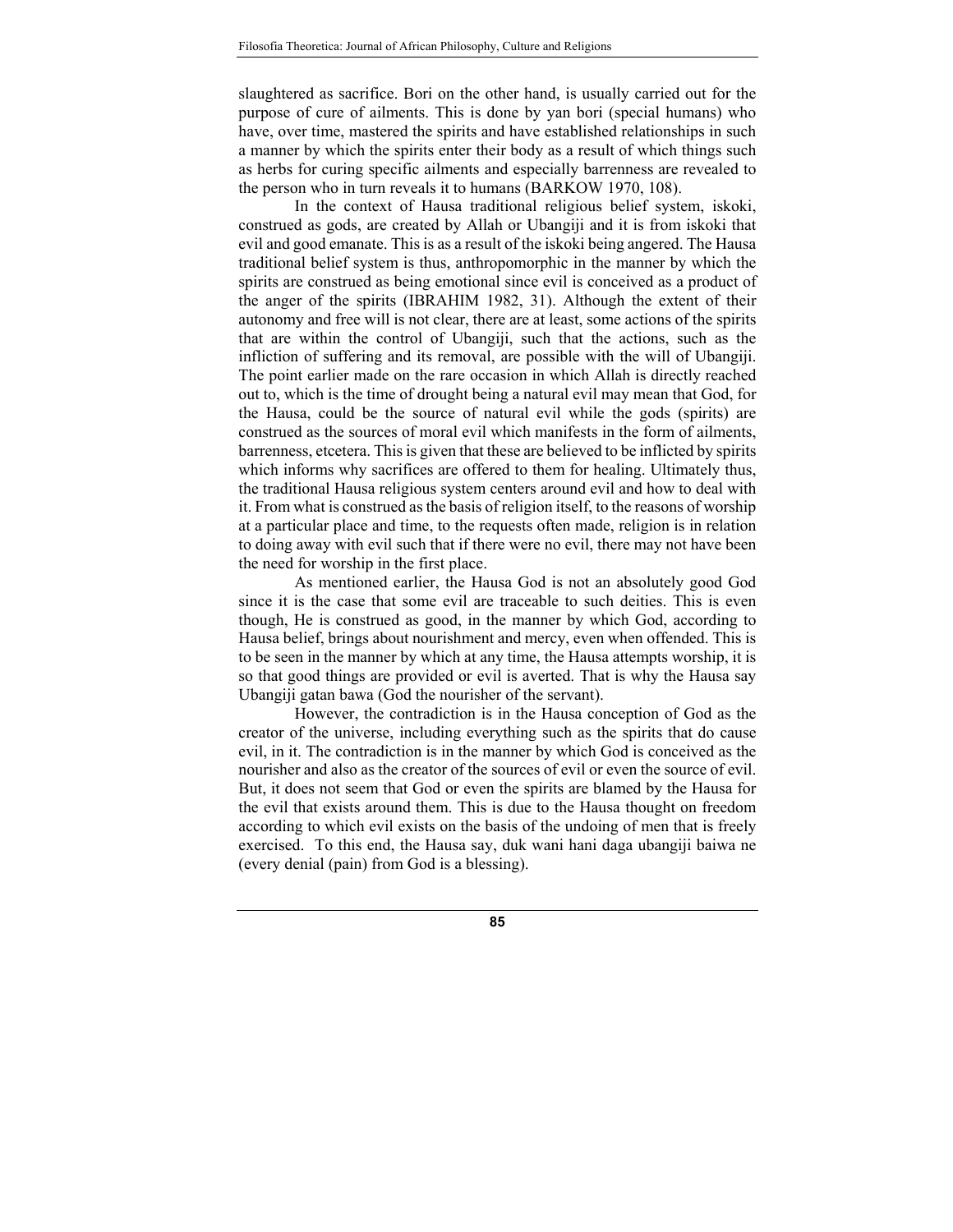slaughtered as sacrifice. Bori on the other hand, is usually carried out for the purpose of cure of ailments. This is done by yan bori (special humans) who have, over time, mastered the spirits and have established relationships in such a manner by which the spirits enter their body as a result of which things such as herbs for curing specific ailments and especially barrenness are revealed to the person who in turn reveals it to humans (BARKOW 1970, 108).

In the context of Hausa traditional religious belief system, iskoki, construed as gods, are created by Allah or Ubangiji and it is from iskoki that evil and good emanate. This is as a result of the iskoki being angered. The Hausa traditional belief system is thus, anthropomorphic in the manner by which the spirits are construed as being emotional since evil is conceived as a product of the anger of the spirits (IBRAHIM 1982, 31). Although the extent of their autonomy and free will is not clear, there are at least, some actions of the spirits that are within the control of Ubangiji, such that the actions, such as the infliction of suffering and its removal, are possible with the will of Ubangiji. The point earlier made on the rare occasion in which Allah is directly reached out to, which is the time of drought being a natural evil may mean that God, for the Hausa, could be the source of natural evil while the gods (spirits) are construed as the sources of moral evil which manifests in the form of ailments, barrenness, etcetera. This is given that these are believed to be inflicted by spirits which informs why sacrifices are offered to them for healing. Ultimately thus, the traditional Hausa religious system centers around evil and how to deal with it. From what is construed as the basis of religion itself, to the reasons of worship at a particular place and time, to the requests often made, religion is in relation to doing away with evil such that if there were no evil, there may not have been the need for worship in the first place.

As mentioned earlier, the Hausa God is not an absolutely good God since it is the case that some evil are traceable to such deities. This is even though, He is construed as good, in the manner by which God, according to Hausa belief, brings about nourishment and mercy, even when offended. This is to be seen in the manner by which at any time, the Hausa attempts worship, it is so that good things are provided or evil is averted. That is why the Hausa say Ubangiji gatan bawa (God the nourisher of the servant).

However, the contradiction is in the Hausa conception of God as the creator of the universe, including everything such as the spirits that do cause evil, in it. The contradiction is in the manner by which God is conceived as the nourisher and also as the creator of the sources of evil or even the source of evil. But, it does not seem that God or even the spirits are blamed by the Hausa for the evil that exists around them. This is due to the Hausa thought on freedom according to which evil exists on the basis of the undoing of men that is freely exercised. To this end, the Hausa say, duk wani hani daga ubangiji baiwa ne (every denial (pain) from God is a blessing).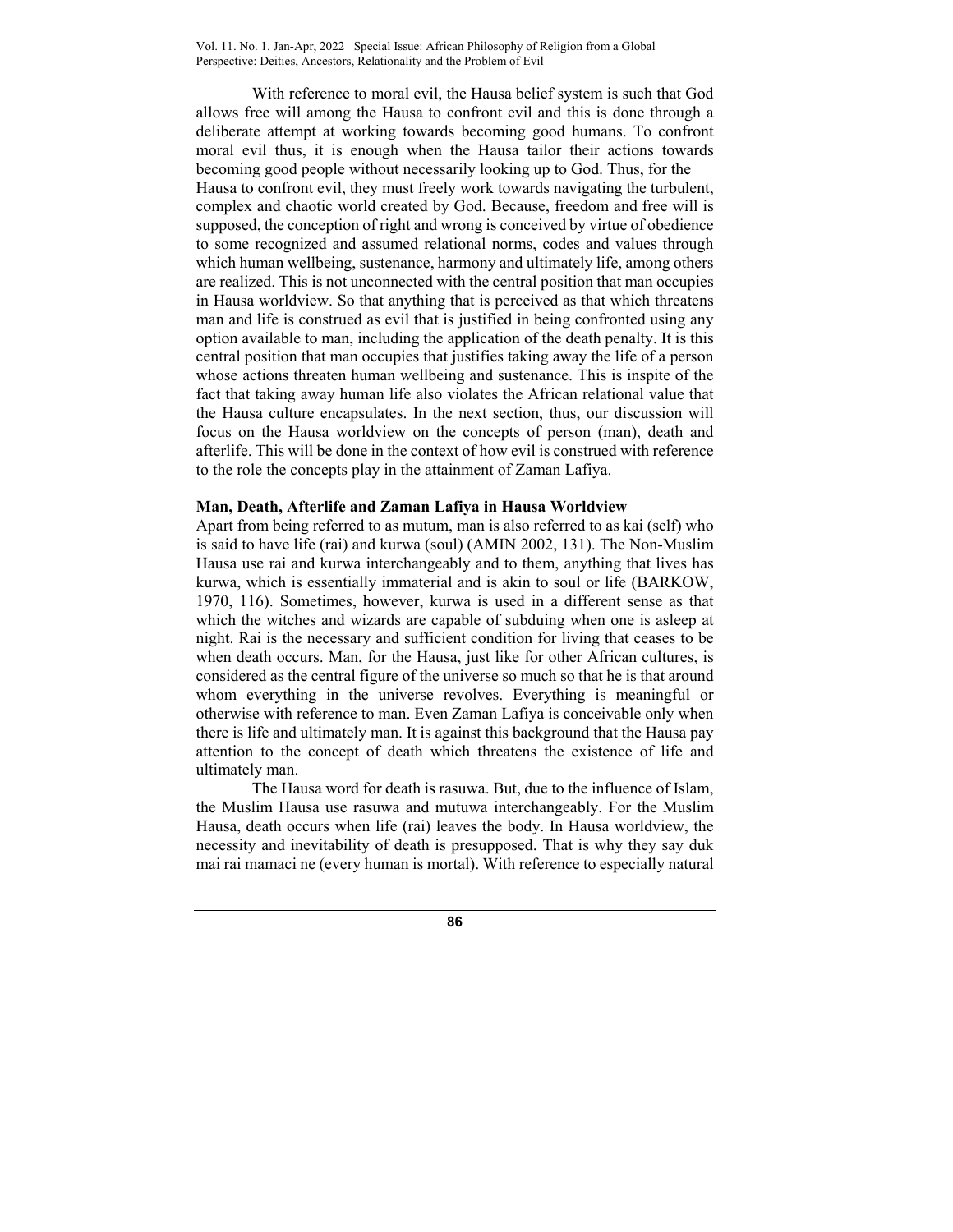With reference to moral evil, the Hausa belief system is such that God allows free will among the Hausa to confront evil and this is done through a deliberate attempt at working towards becoming good humans. To confront moral evil thus, it is enough when the Hausa tailor their actions towards becoming good people without necessarily looking up to God. Thus, for the Hausa to confront evil, they must freely work towards navigating the turbulent, complex and chaotic world created by God. Because, freedom and free will is supposed, the conception of right and wrong is conceived by virtue of obedience to some recognized and assumed relational norms, codes and values through which human wellbeing, sustenance, harmony and ultimately life, among others are realized. This is not unconnected with the central position that man occupies in Hausa worldview. So that anything that is perceived as that which threatens man and life is construed as evil that is justified in being confronted using any option available to man, including the application of the death penalty. It is this central position that man occupies that justifies taking away the life of a person whose actions threaten human wellbeing and sustenance. This is inspite of the fact that taking away human life also violates the African relational value that the Hausa culture encapsulates. In the next section, thus, our discussion will focus on the Hausa worldview on the concepts of person (man), death and afterlife. This will be done in the context of how evil is construed with reference to the role the concepts play in the attainment of Zaman Lafiya.

## Man, Death, Afterlife and Zaman Lafiya in Hausa Worldview

Apart from being referred to as mutum, man is also referred to as kai (self) who is said to have life (rai) and kurwa (soul) (AMIN 2002, 131). The Non-Muslim Hausa use rai and kurwa interchangeably and to them, anything that lives has kurwa, which is essentially immaterial and is akin to soul or life (BARKOW, 1970, 116). Sometimes, however, kurwa is used in a different sense as that which the witches and wizards are capable of subduing when one is asleep at night. Rai is the necessary and sufficient condition for living that ceases to be when death occurs. Man, for the Hausa, just like for other African cultures, is considered as the central figure of the universe so much so that he is that around whom everything in the universe revolves. Everything is meaningful or otherwise with reference to man. Even Zaman Lafiya is conceivable only when there is life and ultimately man. It is against this background that the Hausa pay attention to the concept of death which threatens the existence of life and ultimately man.

The Hausa word for death is rasuwa. But, due to the influence of Islam, the Muslim Hausa use rasuwa and mutuwa interchangeably. For the Muslim Hausa, death occurs when life (rai) leaves the body. In Hausa worldview, the necessity and inevitability of death is presupposed. That is why they say duk mai rai mamaci ne (every human is mortal). With reference to especially natural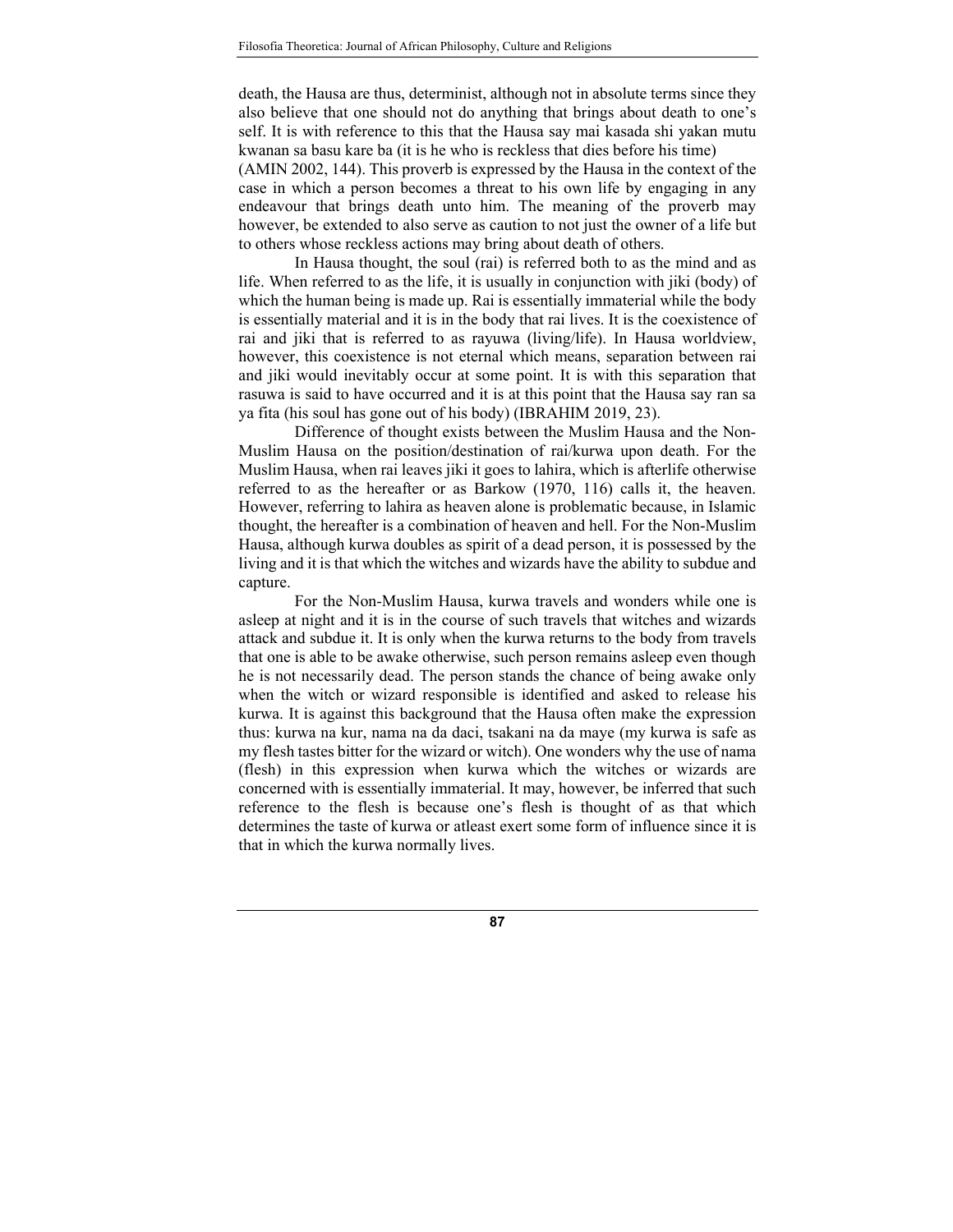death, the Hausa are thus, determinist, although not in absolute terms since they also believe that one should not do anything that brings about death to one's self. It is with reference to this that the Hausa say mai kasada shi yakan mutu kwanan sa basu kare ba (it is he who is reckless that dies before his time) (AMIN 2002, 144). This proverb is expressed by the Hausa in the context of the case in which a person becomes a threat to his own life by engaging in any endeavour that brings death unto him. The meaning of the proverb may however, be extended to also serve as caution to not just the owner of a life but to others whose reckless actions may bring about death of others.

In Hausa thought, the soul (rai) is referred both to as the mind and as life. When referred to as the life, it is usually in conjunction with jiki (body) of which the human being is made up. Rai is essentially immaterial while the body is essentially material and it is in the body that rai lives. It is the coexistence of rai and jiki that is referred to as rayuwa (living/life). In Hausa worldview, however, this coexistence is not eternal which means, separation between rai and jiki would inevitably occur at some point. It is with this separation that rasuwa is said to have occurred and it is at this point that the Hausa say ran sa ya fita (his soul has gone out of his body) (IBRAHIM 2019, 23).

Difference of thought exists between the Muslim Hausa and the Non-Muslim Hausa on the position/destination of rai/kurwa upon death. For the Muslim Hausa, when rai leaves jiki it goes to lahira, which is afterlife otherwise referred to as the hereafter or as Barkow (1970, 116) calls it, the heaven. However, referring to lahira as heaven alone is problematic because, in Islamic thought, the hereafter is a combination of heaven and hell. For the Non-Muslim Hausa, although kurwa doubles as spirit of a dead person, it is possessed by the living and it is that which the witches and wizards have the ability to subdue and capture.

For the Non-Muslim Hausa, kurwa travels and wonders while one is asleep at night and it is in the course of such travels that witches and wizards attack and subdue it. It is only when the kurwa returns to the body from travels that one is able to be awake otherwise, such person remains asleep even though he is not necessarily dead. The person stands the chance of being awake only when the witch or wizard responsible is identified and asked to release his kurwa. It is against this background that the Hausa often make the expression thus: kurwa na kur, nama na da daci, tsakani na da maye (my kurwa is safe as my flesh tastes bitter for the wizard or witch). One wonders why the use of nama (flesh) in this expression when kurwa which the witches or wizards are concerned with is essentially immaterial. It may, however, be inferred that such reference to the flesh is because one's flesh is thought of as that which determines the taste of kurwa or atleast exert some form of influence since it is that in which the kurwa normally lives.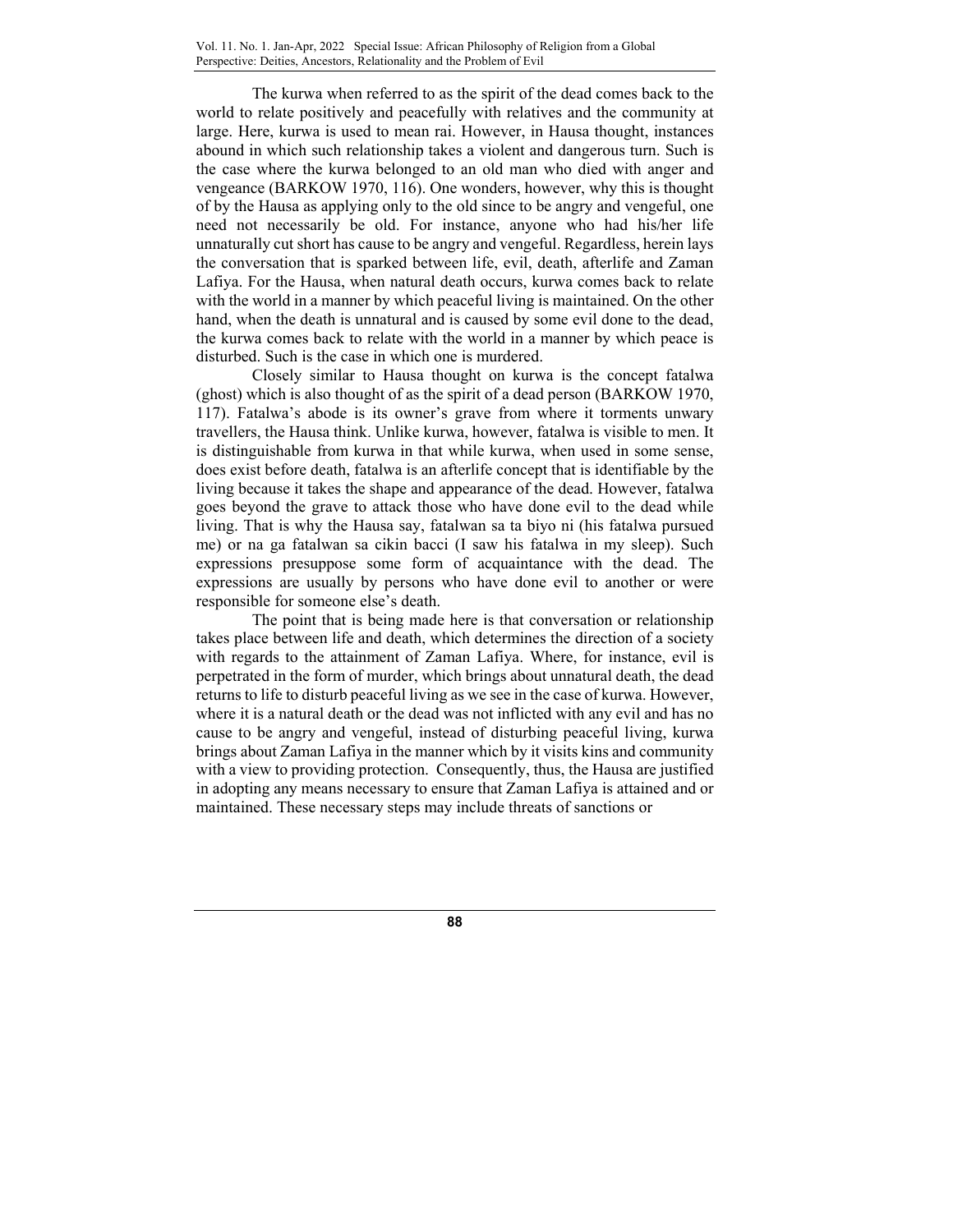The kurwa when referred to as the spirit of the dead comes back to the world to relate positively and peacefully with relatives and the community at large. Here, kurwa is used to mean rai. However, in Hausa thought, instances abound in which such relationship takes a violent and dangerous turn. Such is the case where the kurwa belonged to an old man who died with anger and vengeance (BARKOW 1970, 116). One wonders, however, why this is thought of by the Hausa as applying only to the old since to be angry and vengeful, one need not necessarily be old. For instance, anyone who had his/her life unnaturally cut short has cause to be angry and vengeful. Regardless, herein lays the conversation that is sparked between life, evil, death, afterlife and Zaman Lafiya. For the Hausa, when natural death occurs, kurwa comes back to relate with the world in a manner by which peaceful living is maintained. On the other hand, when the death is unnatural and is caused by some evil done to the dead, the kurwa comes back to relate with the world in a manner by which peace is disturbed. Such is the case in which one is murdered.

Closely similar to Hausa thought on kurwa is the concept fatalwa (ghost) which is also thought of as the spirit of a dead person (BARKOW 1970, 117). Fatalwa's abode is its owner's grave from where it torments unwary travellers, the Hausa think. Unlike kurwa, however, fatalwa is visible to men. It is distinguishable from kurwa in that while kurwa, when used in some sense, does exist before death, fatalwa is an afterlife concept that is identifiable by the living because it takes the shape and appearance of the dead. However, fatalwa goes beyond the grave to attack those who have done evil to the dead while living. That is why the Hausa say, fatalwan sa ta biyo ni (his fatalwa pursued me) or na ga fatalwan sa cikin bacci (I saw his fatalwa in my sleep). Such expressions presuppose some form of acquaintance with the dead. The expressions are usually by persons who have done evil to another or were responsible for someone else's death.

The point that is being made here is that conversation or relationship takes place between life and death, which determines the direction of a society with regards to the attainment of Zaman Lafiya. Where, for instance, evil is perpetrated in the form of murder, which brings about unnatural death, the dead returns to life to disturb peaceful living as we see in the case of kurwa. However, where it is a natural death or the dead was not inflicted with any evil and has no cause to be angry and vengeful, instead of disturbing peaceful living, kurwa brings about Zaman Lafiya in the manner which by it visits kins and community with a view to providing protection. Consequently, thus, the Hausa are justified in adopting any means necessary to ensure that Zaman Lafiya is attained and or maintained. These necessary steps may include threats of sanctions or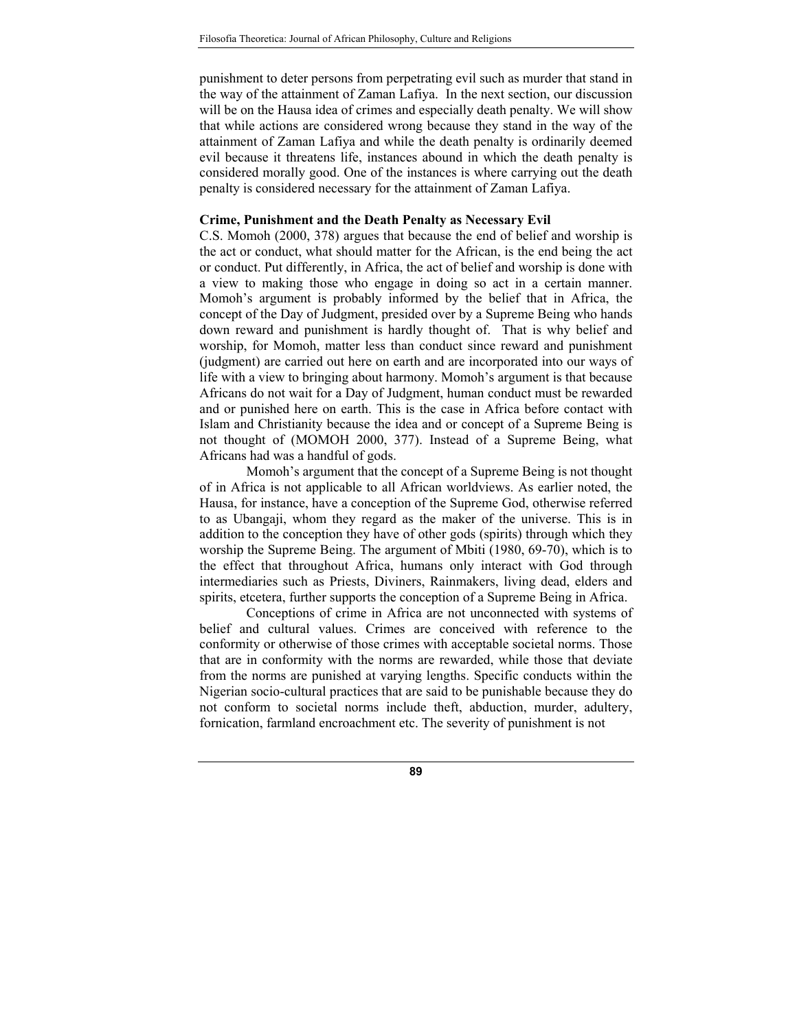punishment to deter persons from perpetrating evil such as murder that stand in the way of the attainment of Zaman Lafiya. In the next section, our discussion will be on the Hausa idea of crimes and especially death penalty. We will show that while actions are considered wrong because they stand in the way of the attainment of Zaman Lafiya and while the death penalty is ordinarily deemed evil because it threatens life, instances abound in which the death penalty is considered morally good. One of the instances is where carrying out the death penalty is considered necessary for the attainment of Zaman Lafiya.

### Crime, Punishment and the Death Penalty as Necessary Evil

C.S. Momoh (2000, 378) argues that because the end of belief and worship is the act or conduct, what should matter for the African, is the end being the act or conduct. Put differently, in Africa, the act of belief and worship is done with a view to making those who engage in doing so act in a certain manner. Momoh's argument is probably informed by the belief that in Africa, the concept of the Day of Judgment, presided over by a Supreme Being who hands down reward and punishment is hardly thought of. That is why belief and worship, for Momoh, matter less than conduct since reward and punishment (judgment) are carried out here on earth and are incorporated into our ways of life with a view to bringing about harmony. Momoh's argument is that because Africans do not wait for a Day of Judgment, human conduct must be rewarded and or punished here on earth. This is the case in Africa before contact with Islam and Christianity because the idea and or concept of a Supreme Being is not thought of (MOMOH 2000, 377). Instead of a Supreme Being, what Africans had was a handful of gods.

Momoh's argument that the concept of a Supreme Being is not thought of in Africa is not applicable to all African worldviews. As earlier noted, the Hausa, for instance, have a conception of the Supreme God, otherwise referred to as Ubangaji, whom they regard as the maker of the universe. This is in addition to the conception they have of other gods (spirits) through which they worship the Supreme Being. The argument of Mbiti (1980, 69-70), which is to the effect that throughout Africa, humans only interact with God through intermediaries such as Priests, Diviners, Rainmakers, living dead, elders and spirits, etcetera, further supports the conception of a Supreme Being in Africa.

Conceptions of crime in Africa are not unconnected with systems of belief and cultural values. Crimes are conceived with reference to the conformity or otherwise of those crimes with acceptable societal norms. Those that are in conformity with the norms are rewarded, while those that deviate from the norms are punished at varying lengths. Specific conducts within the Nigerian socio-cultural practices that are said to be punishable because they do not conform to societal norms include theft, abduction, murder, adultery, fornication, farmland encroachment etc. The severity of punishment is not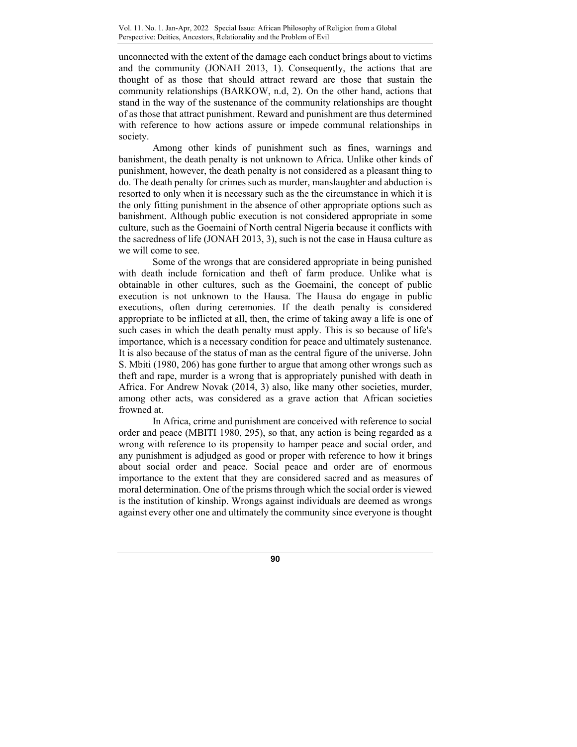unconnected with the extent of the damage each conduct brings about to victims and the community (JONAH 2013, 1). Consequently, the actions that are thought of as those that should attract reward are those that sustain the community relationships (BARKOW, n.d, 2). On the other hand, actions that stand in the way of the sustenance of the community relationships are thought of as those that attract punishment. Reward and punishment are thus determined with reference to how actions assure or impede communal relationships in society.

Among other kinds of punishment such as fines, warnings and banishment, the death penalty is not unknown to Africa. Unlike other kinds of punishment, however, the death penalty is not considered as a pleasant thing to do. The death penalty for crimes such as murder, manslaughter and abduction is resorted to only when it is necessary such as the the circumstance in which it is the only fitting punishment in the absence of other appropriate options such as banishment. Although public execution is not considered appropriate in some culture, such as the Goemaini of North central Nigeria because it conflicts with the sacredness of life (JONAH 2013, 3), such is not the case in Hausa culture as we will come to see.

Some of the wrongs that are considered appropriate in being punished with death include fornication and theft of farm produce. Unlike what is obtainable in other cultures, such as the Goemaini, the concept of public execution is not unknown to the Hausa. The Hausa do engage in public executions, often during ceremonies. If the death penalty is considered appropriate to be inflicted at all, then, the crime of taking away a life is one of such cases in which the death penalty must apply. This is so because of life's importance, which is a necessary condition for peace and ultimately sustenance. It is also because of the status of man as the central figure of the universe. John S. Mbiti (1980, 206) has gone further to argue that among other wrongs such as theft and rape, murder is a wrong that is appropriately punished with death in Africa. For Andrew Novak (2014, 3) also, like many other societies, murder, among other acts, was considered as a grave action that African societies frowned at.

In Africa, crime and punishment are conceived with reference to social order and peace (MBITI 1980, 295), so that, any action is being regarded as a wrong with reference to its propensity to hamper peace and social order, and any punishment is adjudged as good or proper with reference to how it brings about social order and peace. Social peace and order are of enormous importance to the extent that they are considered sacred and as measures of moral determination. One of the prisms through which the social order is viewed is the institution of kinship. Wrongs against individuals are deemed as wrongs against every other one and ultimately the community since everyone is thought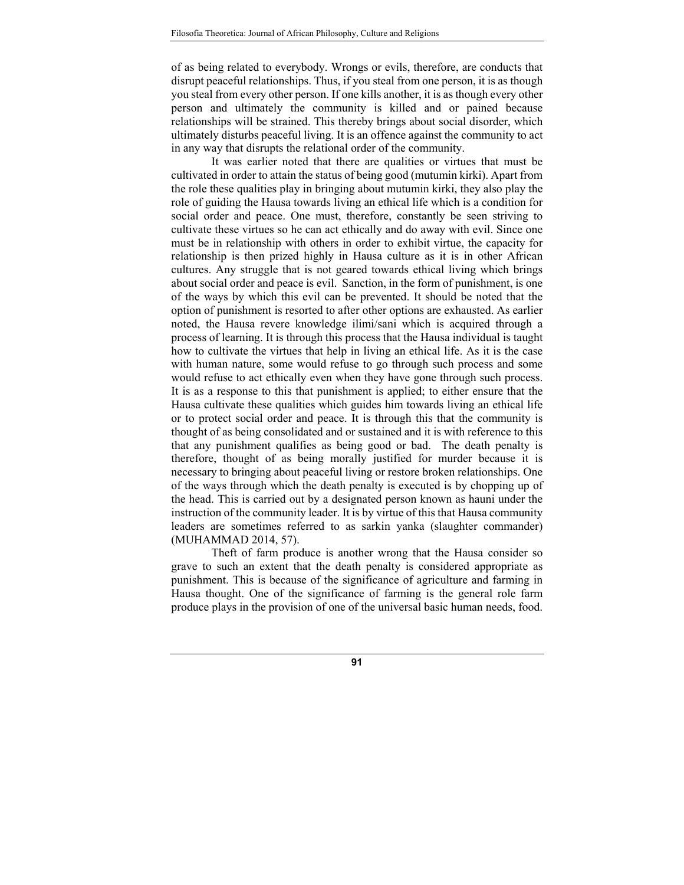of as being related to everybody. Wrongs or evils, therefore, are conducts that disrupt peaceful relationships. Thus, if you steal from one person, it is as though you steal from every other person. If one kills another, it is as though every other person and ultimately the community is killed and or pained because relationships will be strained. This thereby brings about social disorder, which ultimately disturbs peaceful living. It is an offence against the community to act in any way that disrupts the relational order of the community.

It was earlier noted that there are qualities or virtues that must be cultivated in order to attain the status of being good (mutumin kirki). Apart from the role these qualities play in bringing about mutumin kirki, they also play the role of guiding the Hausa towards living an ethical life which is a condition for social order and peace. One must, therefore, constantly be seen striving to cultivate these virtues so he can act ethically and do away with evil. Since one must be in relationship with others in order to exhibit virtue, the capacity for relationship is then prized highly in Hausa culture as it is in other African cultures. Any struggle that is not geared towards ethical living which brings about social order and peace is evil. Sanction, in the form of punishment, is one of the ways by which this evil can be prevented. It should be noted that the option of punishment is resorted to after other options are exhausted. As earlier noted, the Hausa revere knowledge ilimi/sani which is acquired through a process of learning. It is through this process that the Hausa individual is taught how to cultivate the virtues that help in living an ethical life. As it is the case with human nature, some would refuse to go through such process and some would refuse to act ethically even when they have gone through such process. It is as a response to this that punishment is applied; to either ensure that the Hausa cultivate these qualities which guides him towards living an ethical life or to protect social order and peace. It is through this that the community is thought of as being consolidated and or sustained and it is with reference to this that any punishment qualifies as being good or bad. The death penalty is therefore, thought of as being morally justified for murder because it is necessary to bringing about peaceful living or restore broken relationships. One of the ways through which the death penalty is executed is by chopping up of the head. This is carried out by a designated person known as hauni under the instruction of the community leader. It is by virtue of this that Hausa community leaders are sometimes referred to as sarkin yanka (slaughter commander) (MUHAMMAD 2014, 57).

Theft of farm produce is another wrong that the Hausa consider so grave to such an extent that the death penalty is considered appropriate as punishment. This is because of the significance of agriculture and farming in Hausa thought. One of the significance of farming is the general role farm produce plays in the provision of one of the universal basic human needs, food.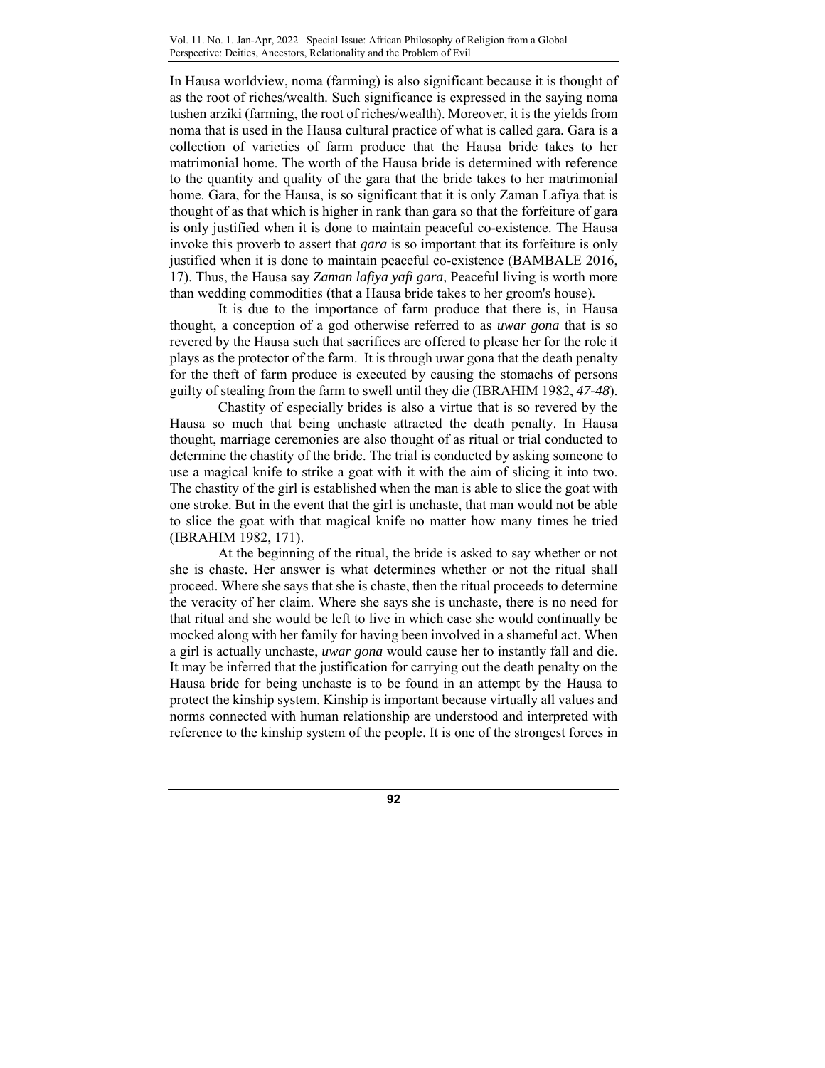In Hausa worldview, noma (farming) is also significant because it is thought of as the root of riches/wealth. Such significance is expressed in the saying noma tushen arziki (farming, the root of riches/wealth). Moreover, it is the yields from noma that is used in the Hausa cultural practice of what is called gara. Gara is a collection of varieties of farm produce that the Hausa bride takes to her matrimonial home. The worth of the Hausa bride is determined with reference to the quantity and quality of the gara that the bride takes to her matrimonial home. Gara, for the Hausa, is so significant that it is only Zaman Lafiya that is thought of as that which is higher in rank than gara so that the forfeiture of gara is only justified when it is done to maintain peaceful co-existence. The Hausa invoke this proverb to assert that *gara* is so important that its forfeiture is only justified when it is done to maintain peaceful co-existence (BAMBALE 2016, 17). Thus, the Hausa say *Zaman lafiya yafi gara,* Peaceful living is worth more than wedding commodities (that a Hausa bride takes to her groom's house).

It is due to the importance of farm produce that there is, in Hausa thought, a conception of a god otherwise referred to as *uwar gona* that is so revered by the Hausa such that sacrifices are offered to please her for the role it plays as the protector of the farm. It is through uwar gona that the death penalty for the theft of farm produce is executed by causing the stomachs of persons guilty of stealing from the farm to swell until they die (IBRAHIM 1982, *47-48*).

Chastity of especially brides is also a virtue that is so revered by the Hausa so much that being unchaste attracted the death penalty. In Hausa thought, marriage ceremonies are also thought of as ritual or trial conducted to determine the chastity of the bride. The trial is conducted by asking someone to use a magical knife to strike a goat with it with the aim of slicing it into two. The chastity of the girl is established when the man is able to slice the goat with one stroke. But in the event that the girl is unchaste, that man would not be able to slice the goat with that magical knife no matter how many times he tried (IBRAHIM 1982, 171).

At the beginning of the ritual, the bride is asked to say whether or not she is chaste. Her answer is what determines whether or not the ritual shall proceed. Where she says that she is chaste, then the ritual proceeds to determine the veracity of her claim. Where she says she is unchaste, there is no need for that ritual and she would be left to live in which case she would continually be mocked along with her family for having been involved in a shameful act. When a girl is actually unchaste, *uwar gona* would cause her to instantly fall and die. It may be inferred that the justification for carrying out the death penalty on the Hausa bride for being unchaste is to be found in an attempt by the Hausa to protect the kinship system. Kinship is important because virtually all values and norms connected with human relationship are understood and interpreted with reference to the kinship system of the people. It is one of the strongest forces in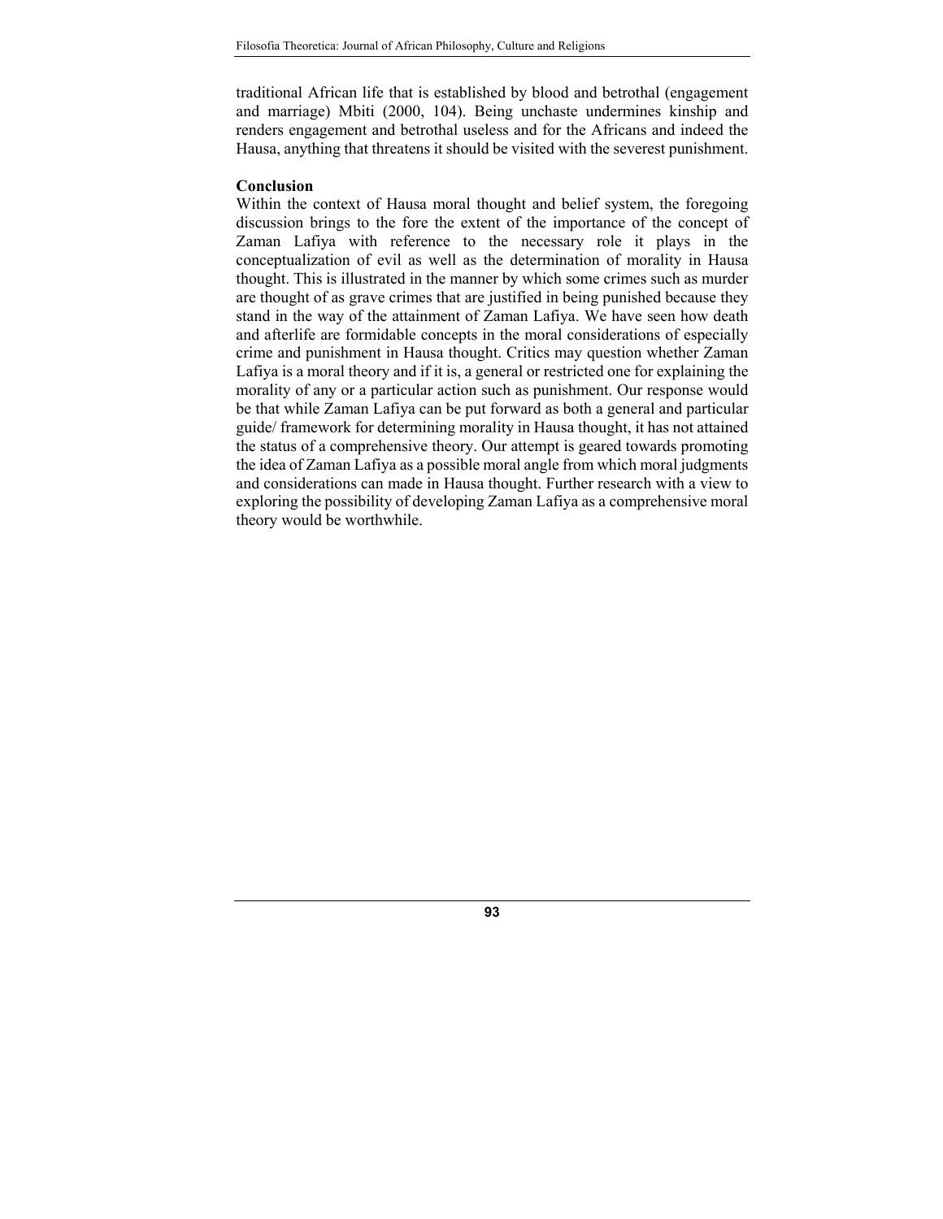traditional African life that is established by blood and betrothal (engagement and marriage) Mbiti (2000, 104). Being unchaste undermines kinship and renders engagement and betrothal useless and for the Africans and indeed the Hausa, anything that threatens it should be visited with the severest punishment.

## Conclusion

Within the context of Hausa moral thought and belief system, the foregoing discussion brings to the fore the extent of the importance of the concept of Zaman Lafiya with reference to the necessary role it plays in the conceptualization of evil as well as the determination of morality in Hausa thought. This is illustrated in the manner by which some crimes such as murder are thought of as grave crimes that are justified in being punished because they stand in the way of the attainment of Zaman Lafiya. We have seen how death and afterlife are formidable concepts in the moral considerations of especially crime and punishment in Hausa thought. Critics may question whether Zaman Lafiya is a moral theory and if it is, a general or restricted one for explaining the morality of any or a particular action such as punishment. Our response would be that while Zaman Lafiya can be put forward as both a general and particular guide/ framework for determining morality in Hausa thought, it has not attained the status of a comprehensive theory. Our attempt is geared towards promoting the idea of Zaman Lafiya as a possible moral angle from which moral judgments and considerations can made in Hausa thought. Further research with a view to exploring the possibility of developing Zaman Lafiya as a comprehensive moral theory would be worthwhile.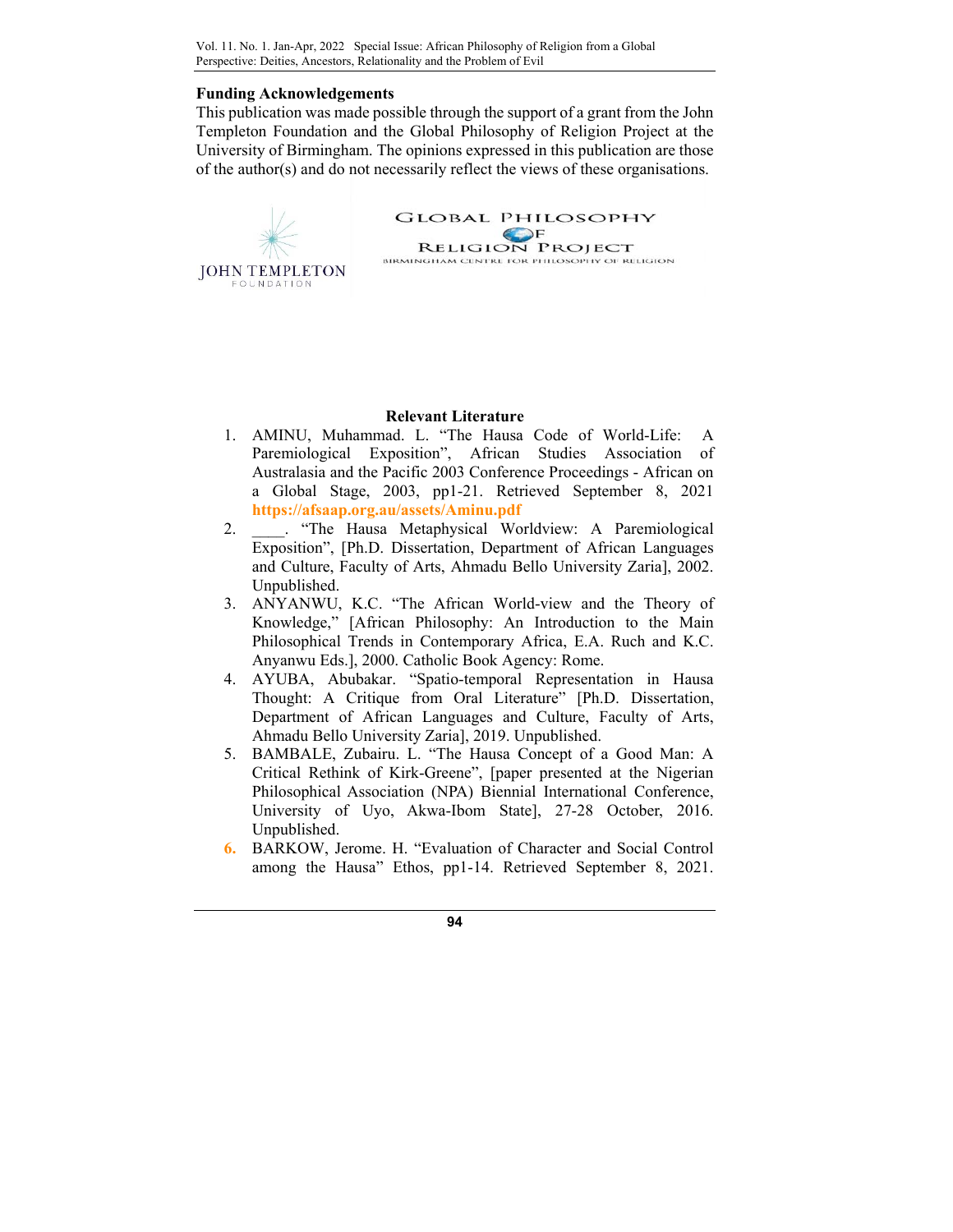**Funding Acknowledgements**

This publication was made possible through the support of a grant from the John Templeton Foundation and the Global Philosophy of Religion Project at the University of Birmingham. The opinions expressed in this publication are those of the author(s) and do not necessarily reflect the views of these organisations.

JOHN TEMPLETON FOUNDATION

GLOBAL PHILOSOPHY OF RELIGION PROJECT
BIRMINGHAM CENTRE FOR PHILOSOPHY OF RELIGION

## Relevant Literature

1. AMINU, Muhammad. L. "The Hausa Code of World-Life: A Paremiological Exposition", African Studies Association of Australasia and the Pacific 2003 Conference Proceedings - African on a Global Stage, 2003, pp1-21. Retrieved September 8, 2021 **https://afsaap.org.au/assets/Aminu.pdf**
2. ____. "The Hausa Metaphysical Worldview: A Paremiological Exposition", [Ph.D. Dissertation, Department of African Languages and Culture, Faculty of Arts, Ahmadu Bello University Zaria], 2002. Unpublished.
3. ANYANWU, K.C. "The African World-view and the Theory of Knowledge," [African Philosophy: An Introduction to the Main Philosophical Trends in Contemporary Africa, E.A. Ruch and K.C. Anyanwu Eds.], 2000. Catholic Book Agency: Rome.
4. AYUBA, Abubakar. "Spatio-temporal Representation in Hausa Thought: A Critique from Oral Literature" [Ph.D. Dissertation, Department of African Languages and Culture, Faculty of Arts, Ahmadu Bello University Zaria], 2019. Unpublished.
5. BAMBALE, Zubairu. L. "The Hausa Concept of a Good Man: A Critical Rethink of Kirk-Greene", [paper presented at the Nigerian Philosophical Association (NPA) Biennial International Conference, University of Uyo, Akwa-Ibom State], 27-28 October, 2016. Unpublished.
6. BARKOW, Jerome. H. "Evaluation of Character and Social Control among the Hausa" Ethos, pp1-14. Retrieved September 8, 2021.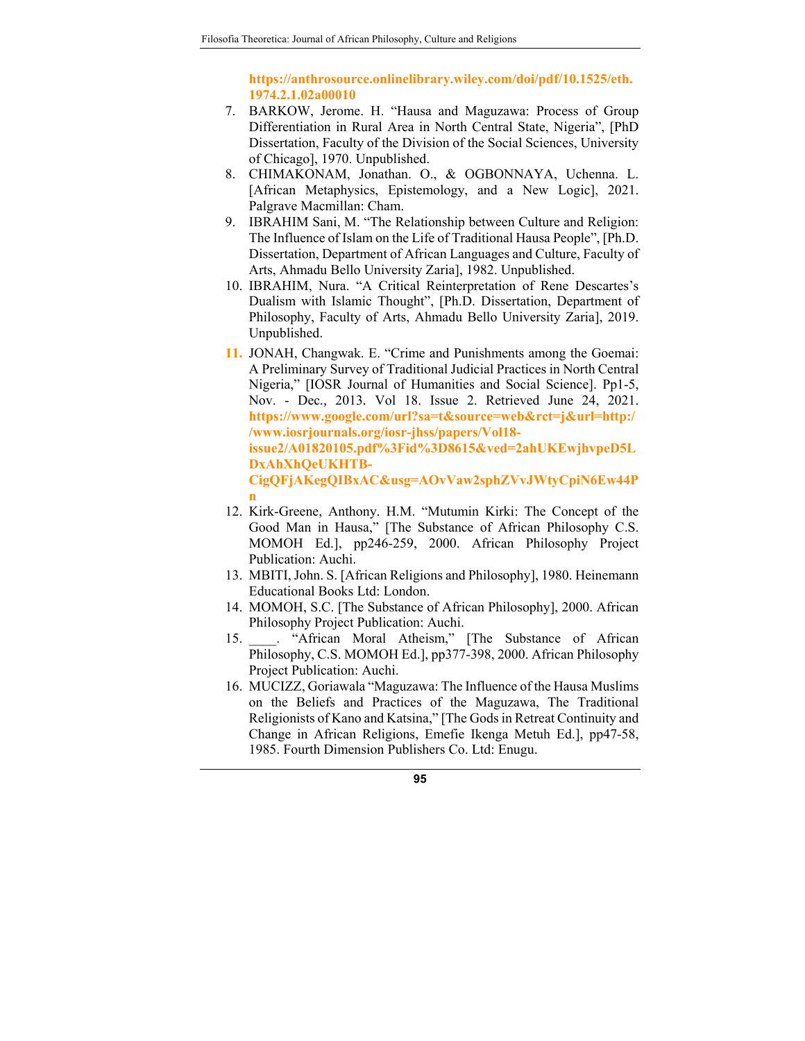https://anthrosource.onlinelibrary.wiley.com/doi/pdf/10.1525/eth.1974.2.1.02a00010

7. BARKOW, Jerome. H. "Hausa and Maguzawa: Process of Group Differentiation in Rural Area in North Central State, Nigeria", [PhD Dissertation, Faculty of the Division of the Social Sciences, University of Chicago], 1970. Unpublished.
8. CHIMAKONAM, Jonathan. O., & OGBONNAYA, Uchenna. L. [African Metaphysics, Epistemology, and a New Logic], 2021. Palgrave Macmillan: Cham.
9. IBRAHIM Sani, M. "The Relationship between Culture and Religion: The Influence of Islam on the Life of Traditional Hausa People", [Ph.D. Dissertation, Department of African Languages and Culture, Faculty of Arts, Ahmadu Bello University Zaria], 1982. Unpublished.
10. IBRAHIM, Nura. "A Critical Reinterpretation of Rene Descartes's Dualism with Islamic Thought", [Ph.D. Dissertation, Department of Philosophy, Faculty of Arts, Ahmadu Bello University Zaria], 2019. Unpublished.
11. JONAH, Changwak. E. "Crime and Punishments among the Goemai: A Preliminary Survey of Traditional Judicial Practices in North Central Nigeria," [IOSR Journal of Humanities and Social Science]. Pp1-5, Nov. - Dec., 2013. Vol 18. Issue 2. Retrieved June 24, 2021. https://www.google.com/url?sa=t&source=web&rct=j&url=http://www.iosrjournals.org/iosr-jhss/papers/Vol18-issue2/A01820105.pdf%3Fid%3D8615&ved=2ahUKEwjhvpeD5LDxAhXhQeUKHTB-CigQFjAKegQIBxAC&usg=AOvVaw2sphZVvJWtyCpiN6Ew44Pn
12. Kirk-Greene, Anthony. H.M. "Mutumin Kirki: The Concept of the Good Man in Hausa," [The Substance of African Philosophy C.S. MOMOH Ed.], pp246-259, 2000. African Philosophy Project Publication: Auchi.
13. MBITI, John. S. [African Religions and Philosophy], 1980. Heinemann Educational Books Ltd: London.
14. MOMOH, S.C. [The Substance of African Philosophy], 2000. African Philosophy Project Publication: Auchi.
15. ____. "African Moral Atheism," [The Substance of African Philosophy, C.S. MOMOH Ed.], pp377-398, 2000. African Philosophy Project Publication: Auchi.
16. MUCIZZ, Goriawala "Maguzawa: The Influence of the Hausa Muslims on the Beliefs and Practices of the Maguzawa, The Traditional Religionists of Kano and Katsina," [The Gods in Retreat Continuity and Change in African Religions, Emefie Ikenga Metuh Ed.], pp47-58, 1985. Fourth Dimension Publishers Co. Ltd: Enugu.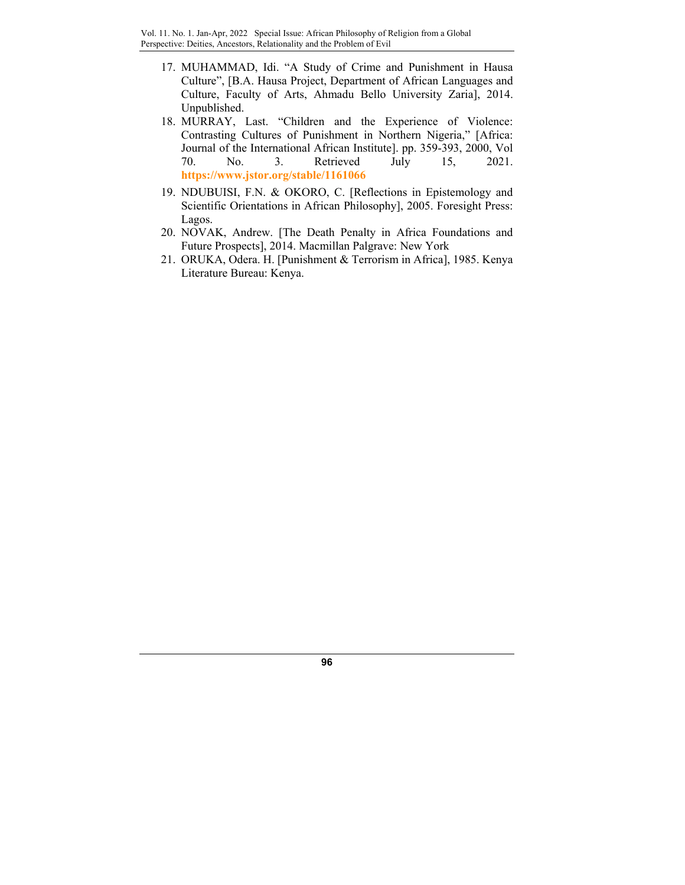17. MUHAMMAD, Idi. “A Study of Crime and Punishment in Hausa Culture”, [B.A. Hausa Project, Department of African Languages and Culture, Faculty of Arts, Ahmadu Bello University Zaria], 2014. Unpublished.
18. MURRAY, Last. “Children and the Experience of Violence: Contrasting Cultures of Punishment in Northern Nigeria,” [Africa: Journal of the International African Institute]. pp. 359-393, 2000, Vol 70. No. 3. Retrieved July 15, 2021. **https://www.jstor.org/stable/1161066**
19. NDUBUISI, F.N. & OKORO, C. [Reflections in Epistemology and Scientific Orientations in African Philosophy], 2005. Foresight Press: Lagos.
20. NOVAK, Andrew. [The Death Penalty in Africa Foundations and Future Prospects], 2014. Macmillan Palgrave: New York
21. ORUKA, Odera. H. [Punishment & Terrorism in Africa], 1985. Kenya Literature Bureau: Kenya.